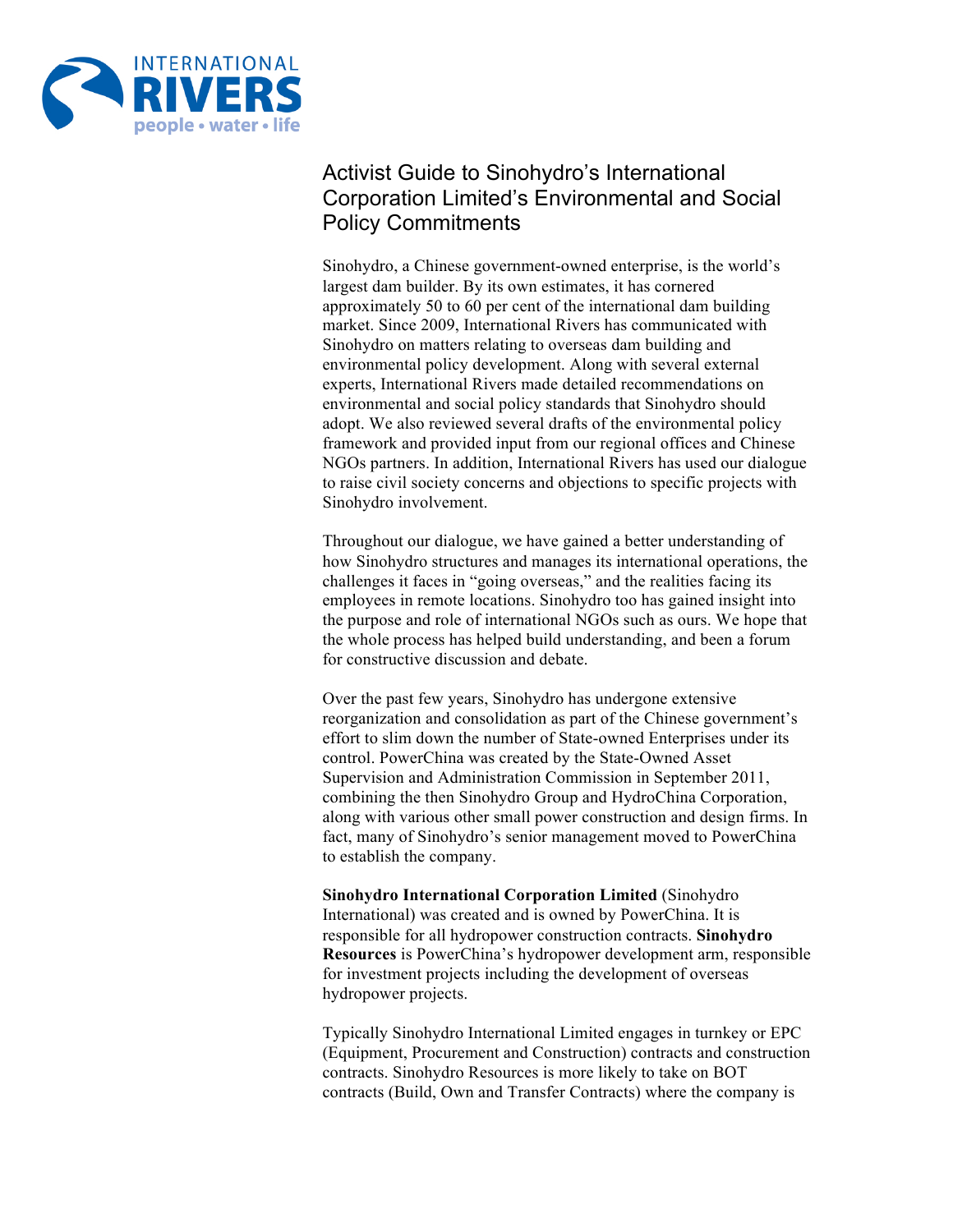# Activist Guide to Sinohydro's International Corporation Limited's Environmental and Social Policy Commitments

Sinohydro, a Chinese government-owned enterprise, is the world's largest dam builder. By its own estimates, it has cornered approximately 50 to 60 per cent of the international dam building market. Since 2009, International Rivers has communicated with Sinohydro on matters relating to overseas dam building and environmental policy development. Along with several external experts, International Rivers made detailed recommendations on environmental and social policy standards that Sinohydro should adopt. We also reviewed several drafts of the environmental policy framework and provided input from our regional offices and Chinese NGOs partners. In addition, International Rivers has used our dialogue to raise civil society concerns and objections to specific projects with Sinohydro involvement.

Throughout our dialogue, we have gained a better understanding of how Sinohydro structures and manages its international operations, the challenges it faces in "going overseas," and the realities facing its employees in remote locations. Sinohydro too has gained insight into the purpose and role of international NGOs such as ours. We hope that the whole process has helped build understanding, and been a forum for constructive discussion and debate.

Over the past few years, Sinohydro has undergone extensive reorganization and consolidation as part of the Chinese government's effort to slim down the number of State-owned Enterprises under its control. PowerChina was created by the State-Owned Asset Supervision and Administration Commission in September 2011, combining the then Sinohydro Group and HydroChina Corporation, along with various other small power construction and design firms. In fact, many of Sinohydro's senior management moved to PowerChina to establish the company.

**Sinohydro International Corporation Limited** (Sinohydro International) was created and is owned by PowerChina. It is responsible for all hydropower construction contracts. **Sinohydro Resources** is PowerChina's hydropower development arm, responsible for investment projects including the development of overseas hydropower projects.

Typically Sinohydro International Limited engages in turnkey or EPC (Equipment, Procurement and Construction) contracts and construction contracts. Sinohydro Resources is more likely to take on BOT contracts (Build, Own and Transfer Contracts) where the company is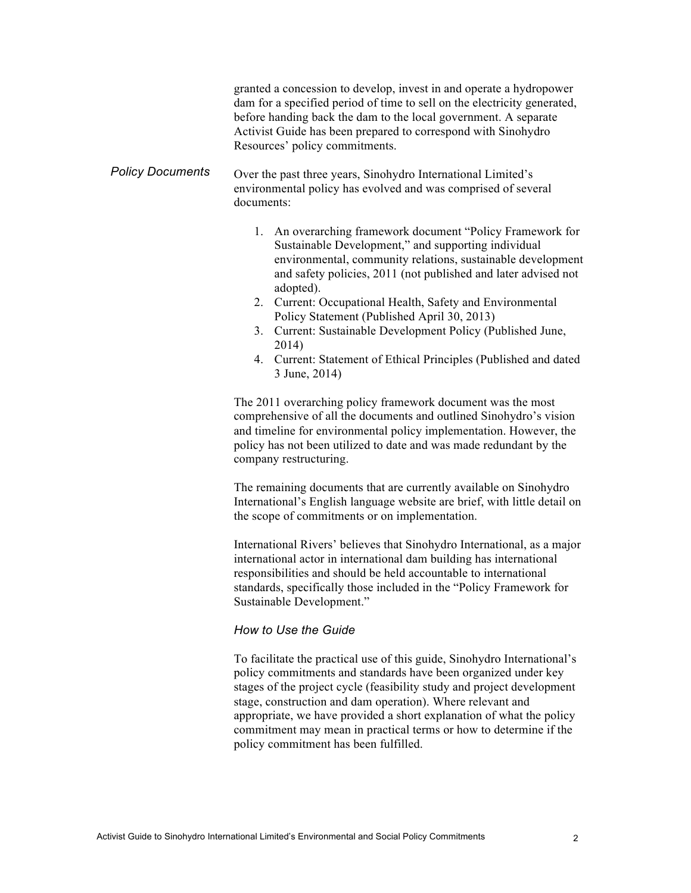granted a concession to develop, invest in and operate a hydropower dam for a specified period of time to sell on the electricity generated, before handing back the dam to the local government. A separate Activist Guide has been prepared to correspond with Sinohydro Resources' policy commitments.

### *Policy Documents*

Over the past three years, Sinohydro International Limited's environmental policy has evolved and was comprised of several documents:

1. An overarching framework document "Policy Framework for Sustainable Development," and supporting individual environmental, community relations, sustainable development and safety policies, 2011 (not published and later advised not adopted).
2. Current: Occupational Health, Safety and Environmental Policy Statement (Published April 30, 2013)
3. Current: Sustainable Development Policy (Published June, 2014)
4. Current: Statement of Ethical Principles (Published and dated 3 June, 2014)

The 2011 overarching policy framework document was the most comprehensive of all the documents and outlined Sinohydro's vision and timeline for environmental policy implementation. However, the policy has not been utilized to date and was made redundant by the company restructuring.

The remaining documents that are currently available on Sinohydro International's English language website are brief, with little detail on the scope of commitments or on implementation.

International Rivers' believes that Sinohydro International, as a major international actor in international dam building has international responsibilities and should be held accountable to international standards, specifically those included in the "Policy Framework for Sustainable Development."

### *How to Use the Guide*

To facilitate the practical use of this guide, Sinohydro International's policy commitments and standards have been organized under key stages of the project cycle (feasibility study and project development stage, construction and dam operation). Where relevant and appropriate, we have provided a short explanation of what the policy commitment may mean in practical terms or how to determine if the policy commitment has been fulfilled.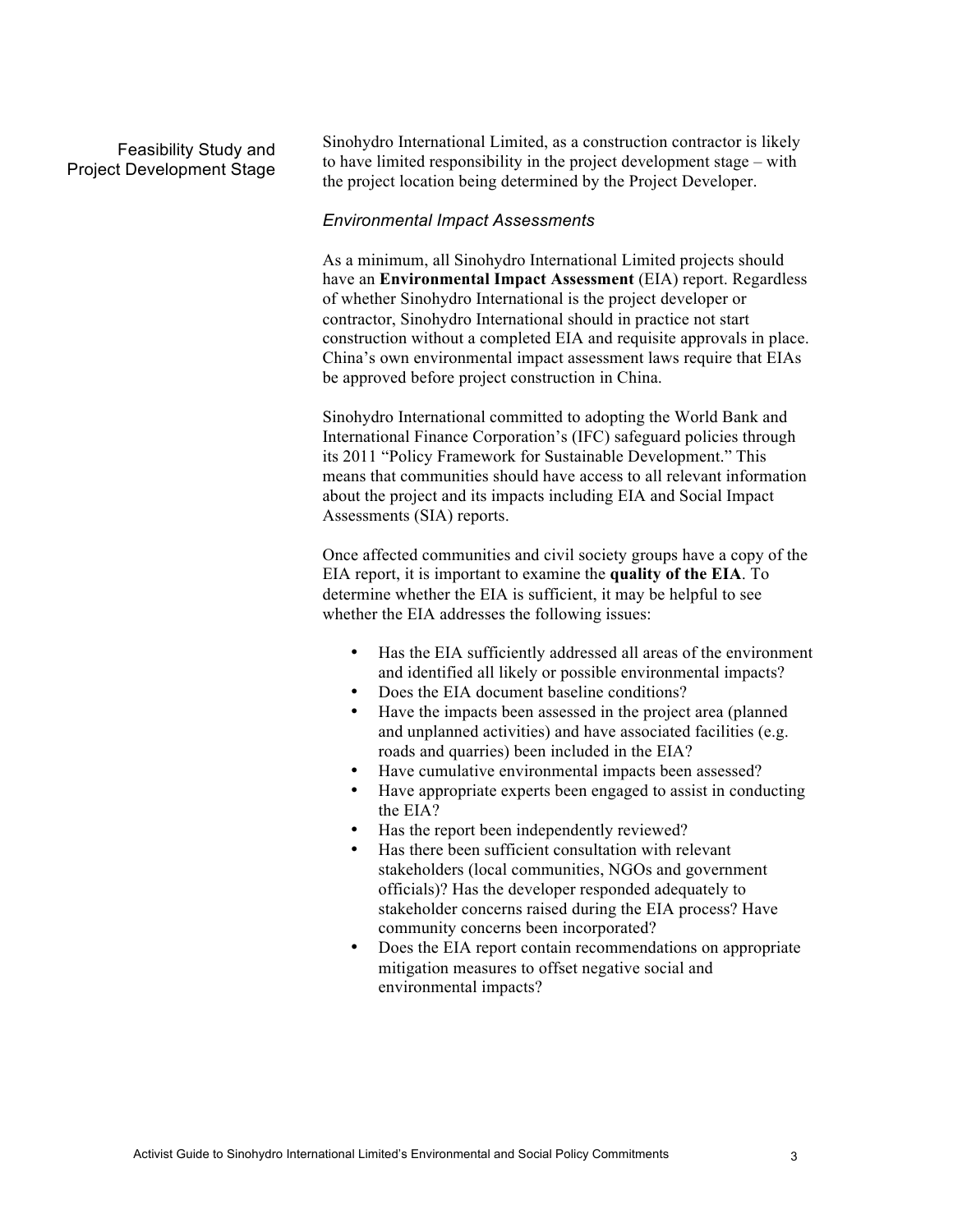## Feasibility Study and Project Development Stage

Sinohydro International Limited, as a construction contractor is likely to have limited responsibility in the project development stage – with the project location being determined by the Project Developer.

### *Environmental Impact Assessments*

As a minimum, all Sinohydro International Limited projects should have an **Environmental Impact Assessment** (EIA) report. Regardless of whether Sinohydro International is the project developer or contractor, Sinohydro International should in practice not start construction without a completed EIA and requisite approvals in place. China's own environmental impact assessment laws require that EIAs be approved before project construction in China.

Sinohydro International committed to adopting the World Bank and International Finance Corporation's (IFC) safeguard policies through its 2011 "Policy Framework for Sustainable Development." This means that communities should have access to all relevant information about the project and its impacts including EIA and Social Impact Assessments (SIA) reports.

Once affected communities and civil society groups have a copy of the EIA report, it is important to examine the **quality of the EIA**. To determine whether the EIA is sufficient, it may be helpful to see whether the EIA addresses the following issues:

- Has the EIA sufficiently addressed all areas of the environment and identified all likely or possible environmental impacts?
- Does the EIA document baseline conditions?
- Have the impacts been assessed in the project area (planned and unplanned activities) and have associated facilities (e.g. roads and quarries) been included in the EIA?
- Have cumulative environmental impacts been assessed?
- Have appropriate experts been engaged to assist in conducting the EIA?
- Has the report been independently reviewed?
- Has there been sufficient consultation with relevant stakeholders (local communities, NGOs and government officials)? Has the developer responded adequately to stakeholder concerns raised during the EIA process? Have community concerns been incorporated?
- Does the EIA report contain recommendations on appropriate mitigation measures to offset negative social and environmental impacts?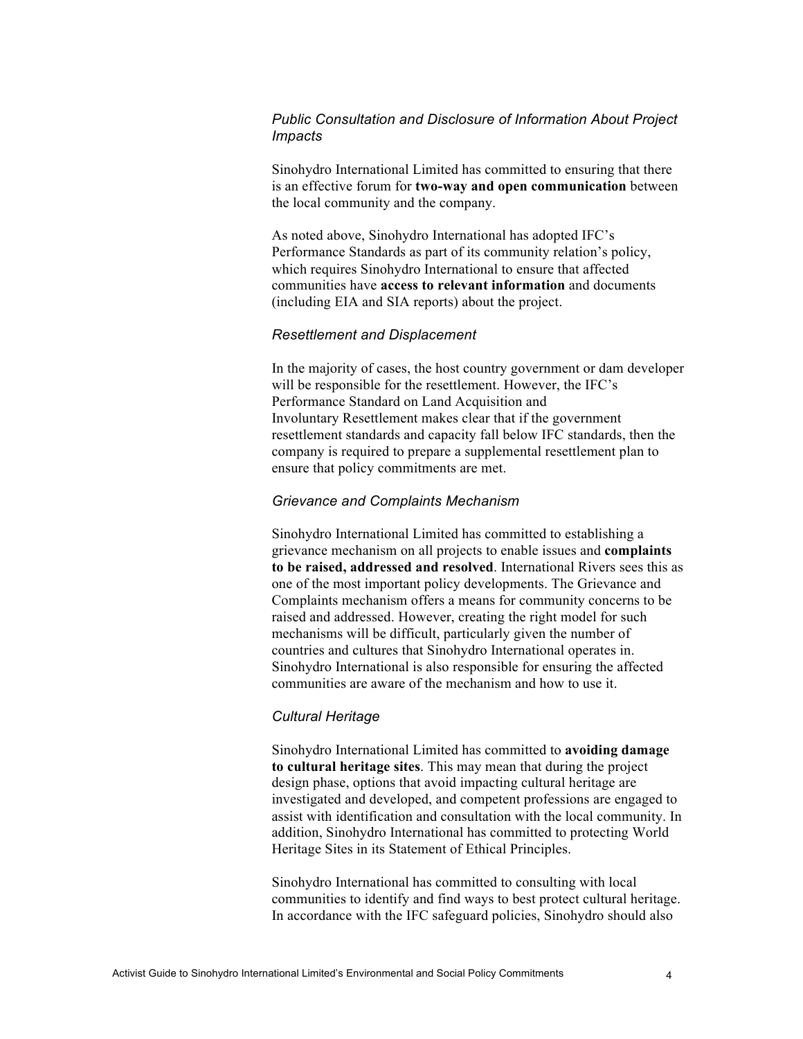*Public Consultation and Disclosure of Information About Project Impacts*

Sinohydro International Limited has committed to ensuring that there is an effective forum for **two-way and open communication** between the local community and the company.

As noted above, Sinohydro International has adopted IFC's Performance Standards as part of its community relation's policy, which requires Sinohydro International to ensure that affected communities have **access to relevant information** and documents (including EIA and SIA reports) about the project.

*Resettlement and Displacement*

In the majority of cases, the host country government or dam developer will be responsible for the resettlement. However, the IFC's Performance Standard on Land Acquisition and Involuntary Resettlement makes clear that if the government resettlement standards and capacity fall below IFC standards, then the company is required to prepare a supplemental resettlement plan to ensure that policy commitments are met.

*Grievance and Complaints Mechanism*

Sinohydro International Limited has committed to establishing a grievance mechanism on all projects to enable issues and **complaints to be raised, addressed and resolved**. International Rivers sees this as one of the most important policy developments. The Grievance and Complaints mechanism offers a means for community concerns to be raised and addressed. However, creating the right model for such mechanisms will be difficult, particularly given the number of countries and cultures that Sinohydro International operates in. Sinohydro International is also responsible for ensuring the affected communities are aware of the mechanism and how to use it.

*Cultural Heritage*

Sinohydro International Limited has committed to **avoiding damage to cultural heritage sites**. This may mean that during the project design phase, options that avoid impacting cultural heritage are investigated and developed, and competent professions are engaged to assist with identification and consultation with the local community. In addition, Sinohydro International has committed to protecting World Heritage Sites in its Statement of Ethical Principles.

Sinohydro International has committed to consulting with local communities to identify and find ways to best protect cultural heritage. In accordance with the IFC safeguard policies, Sinohydro should also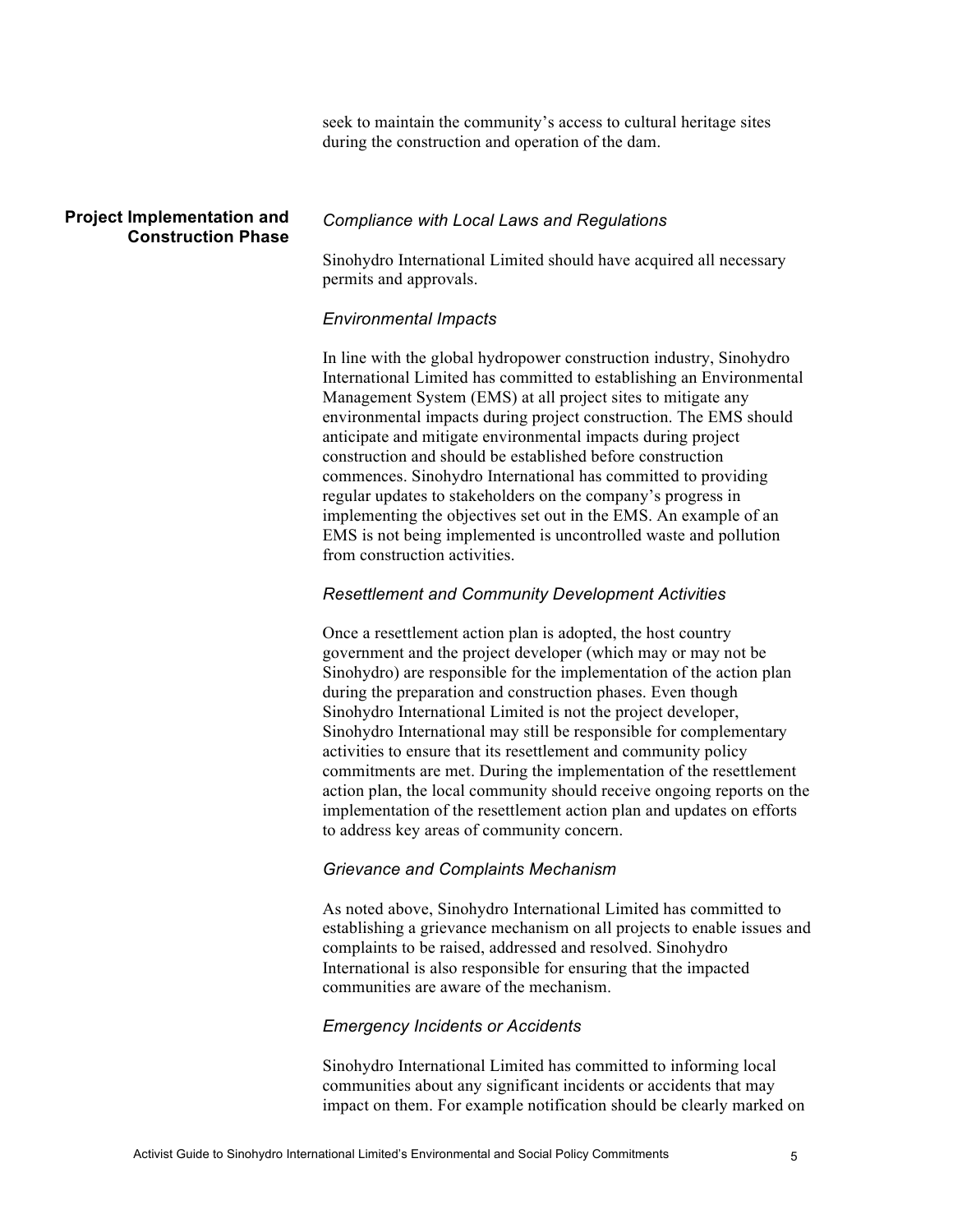seek to maintain the community's access to cultural heritage sites during the construction and operation of the dam.

## Project Implementation and Construction Phase

*Compliance with Local Laws and Regulations*

Sinohydro International Limited should have acquired all necessary permits and approvals.

*Environmental Impacts*

In line with the global hydropower construction industry, Sinohydro International Limited has committed to establishing an Environmental Management System (EMS) at all project sites to mitigate any environmental impacts during project construction. The EMS should anticipate and mitigate environmental impacts during project construction and should be established before construction commences. Sinohydro International has committed to providing regular updates to stakeholders on the company's progress in implementing the objectives set out in the EMS. An example of an EMS is not being implemented is uncontrolled waste and pollution from construction activities.

*Resettlement and Community Development Activities*

Once a resettlement action plan is adopted, the host country government and the project developer (which may or may not be Sinohydro) are responsible for the implementation of the action plan during the preparation and construction phases. Even though Sinohydro International Limited is not the project developer, Sinohydro International may still be responsible for complementary activities to ensure that its resettlement and community policy commitments are met. During the implementation of the resettlement action plan, the local community should receive ongoing reports on the implementation of the resettlement action plan and updates on efforts to address key areas of community concern.

*Grievance and Complaints Mechanism*

As noted above, Sinohydro International Limited has committed to establishing a grievance mechanism on all projects to enable issues and complaints to be raised, addressed and resolved. Sinohydro International is also responsible for ensuring that the impacted communities are aware of the mechanism.

*Emergency Incidents or Accidents*

Sinohydro International Limited has committed to informing local communities about any significant incidents or accidents that may impact on them. For example notification should be clearly marked on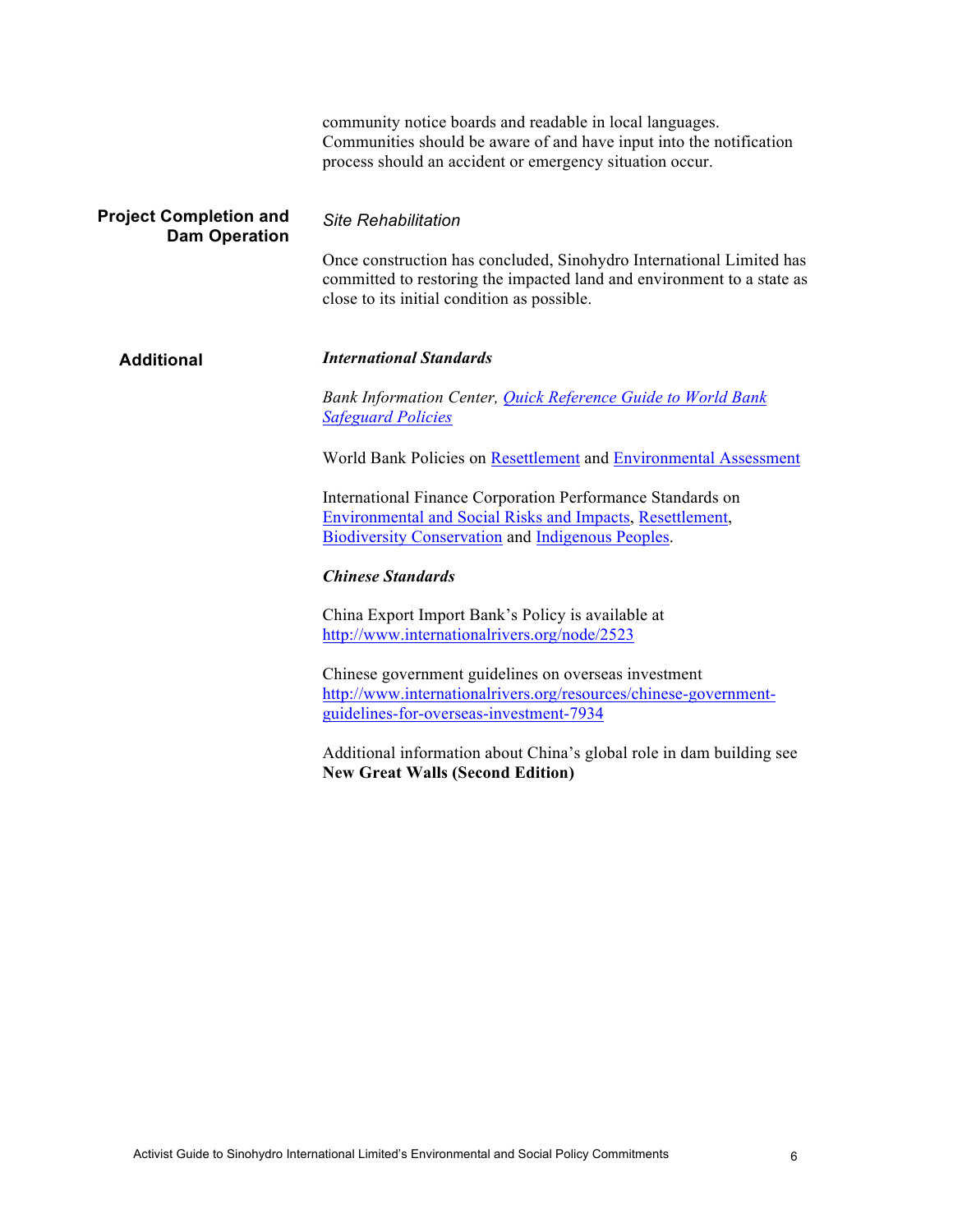community notice boards and readable in local languages. Communities should be aware of and have input into the notification process should an accident or emergency situation occur.

## Project Completion and Dam Operation

*Site Rehabilitation*

Once construction has concluded, Sinohydro International Limited has committed to restoring the impacted land and environment to a state as close to its initial condition as possible.

## Additional

***International Standards***

*Bank Information Center, Quick Reference Guide to World Bank Safeguard Policies*

World Bank Policies on Resettlement and Environmental Assessment

International Finance Corporation Performance Standards on Environmental and Social Risks and Impacts, Resettlement, Biodiversity Conservation and Indigenous Peoples.

***Chinese Standards***

China Export Import Bank's Policy is available at http://www.internationalrivers.org/node/2523

Chinese government guidelines on overseas investment http://www.internationalrivers.org/resources/chinese-government-guidelines-for-overseas-investment-7934

Additional information about China's global role in dam building see **New Great Walls (Second Edition)**